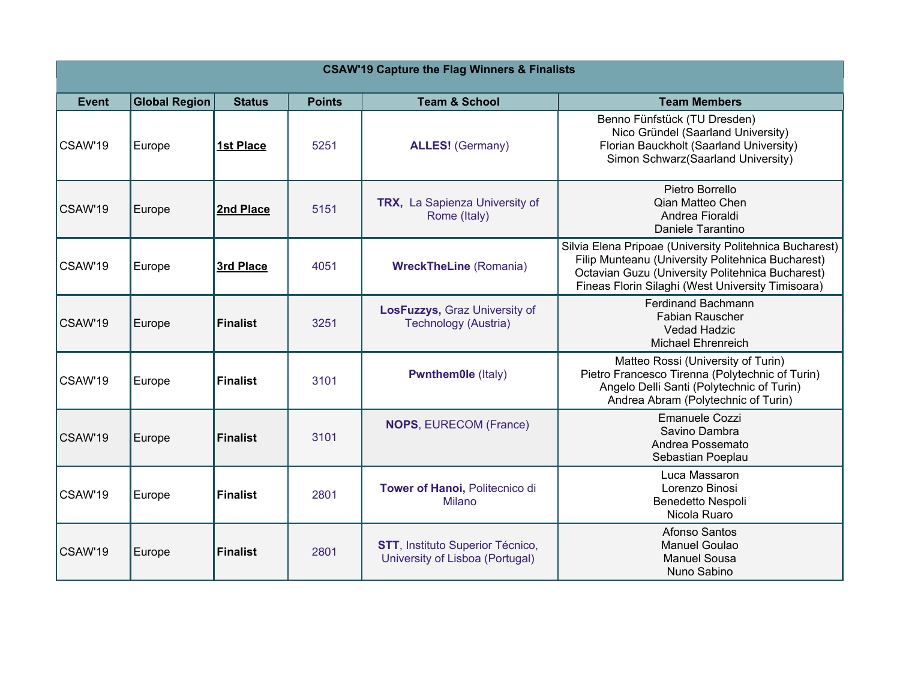| CSAW'19 Capture the Flag Winners & Finalists | | | | | |
|---|---|---|---|---|---|
| **Event** | **Global Region** | **Status** | **Points** | **Team & School** | **Team Members** |
| CSAW'19 | Europe | **1st Place** | 5251 | **ALLES!** (Germany) | Benno Fünfstück (TU Dresden)<br>Nico Gründel (Saarland University)<br>Florian Bauckholt (Saarland University)<br>Simon Schwarz(Saarland University) |
| CSAW'19 | Europe | **2nd Place** | 5151 | **TRX**, La Sapienza University of Rome (Italy) | Pietro Borrello<br>Qian Matteo Chen<br>Andrea Fioraldi<br>Daniele Tarantino |
| CSAW'19 | Europe | **3rd Place** | 4051 | **WreckTheLine** (Romania) | Silvia Elena Pripoae (University Politehnica Bucharest)<br>Filip Munteanu (University Politehnica Bucharest)<br>Octavian Guzu (University Politehnica Bucharest)<br>Fineas Florin Silaghi (West University Timisoara) |
| CSAW'19 | Europe | **Finalist** | 3251 | **LosFuzzys,** Graz University of Technology (Austria) | Ferdinand Bachmann<br>Fabian Rauscher<br>Vedad Hadzic<br>Michael Ehrenreich |
| CSAW'19 | Europe | **Finalist** | 3101 | **Pwnthem0le** (Italy) | Matteo Rossi (University of Turin)<br>Pietro Francesco Tirenna (Polytechnic of Turin)<br>Angelo Delli Santi (Polytechnic of Turin)<br>Andrea Abram (Polytechnic of Turin) |
| CSAW'19 | Europe | **Finalist** | 3101 | **NOPS**, EURECOM (France) | Emanuele Cozzi<br>Savino Dambra<br>Andrea Possemato<br>Sebastian Poeplau |
| CSAW'19 | Europe | **Finalist** | 2801 | **Tower of Hanoi,** Politecnico di Milano | Luca Massaron<br>Lorenzo Binosi<br>Benedetto Nespoli<br>Nicola Ruaro |
| CSAW'19 | Europe | **Finalist** | 2801 | **STT**, Instituto Superior Técnico, University of Lisboa (Portugal) | Afonso Santos<br>Manuel Goulao<br>Manuel Sousa<br>Nuno Sabino |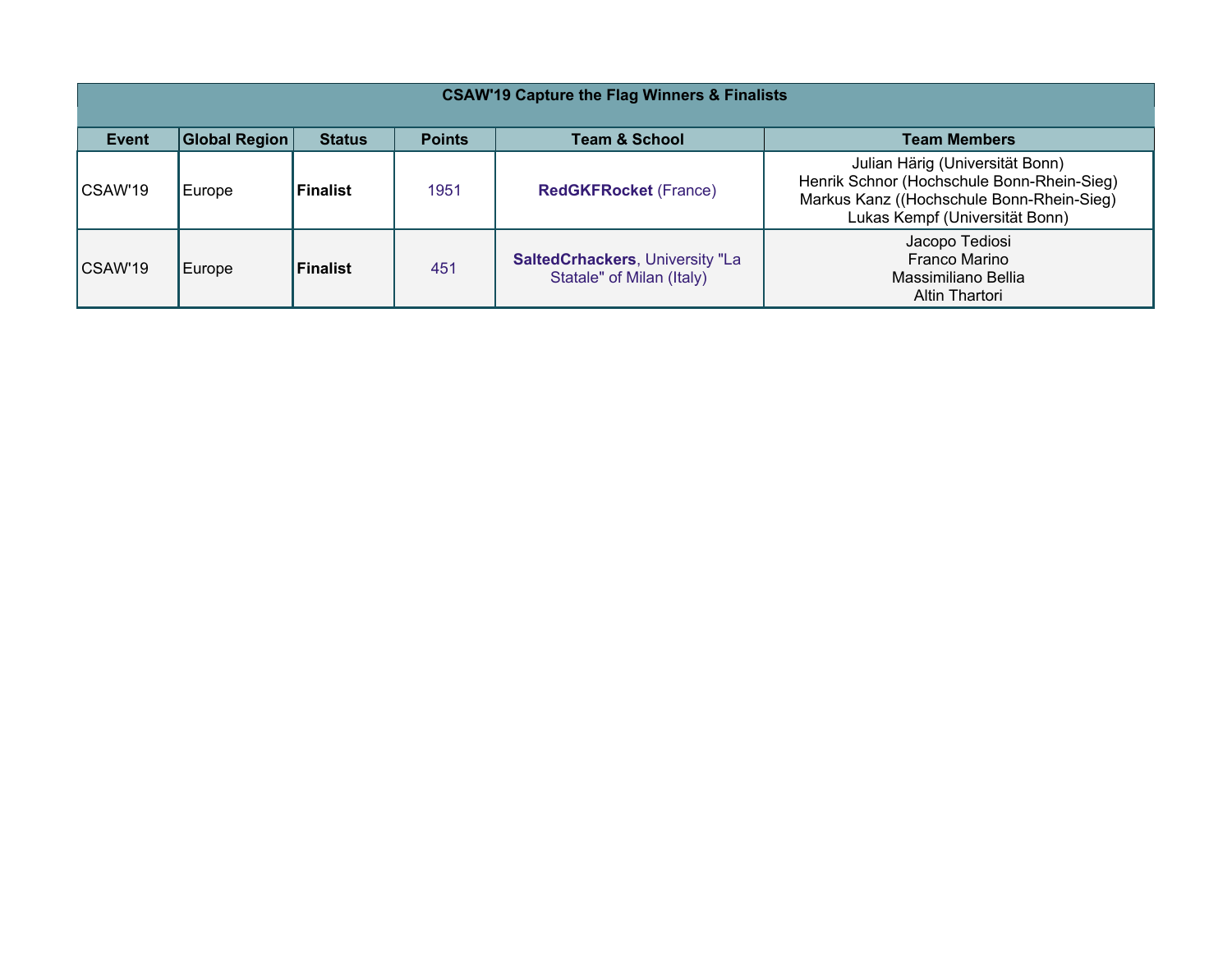| CSAW'19 Capture the Flag Winners & Finalists | | | | | |
|---|---|---|---|---|---|
| **Event** | **Global Region** | **Status** | **Points** | **Team & School** | **Team Members** |
| CSAW'19 | Europe | **Finalist** | 1951 | **RedGKFRocket** (France) | Julian Härig (Universität Bonn)<br>Henrik Schnor (Hochschule Bonn-Rhein-Sieg)<br>Markus Kanz ((Hochschule Bonn-Rhein-Sieg)<br>Lukas Kempf (Universität Bonn) |
| CSAW'19 | Europe | **Finalist** | 451 | **SaltedCrhackers**, University "La Statale" of Milan (Italy) | Jacopo Tediosi<br>Franco Marino<br>Massimiliano Bellia<br>Altin Thartori |